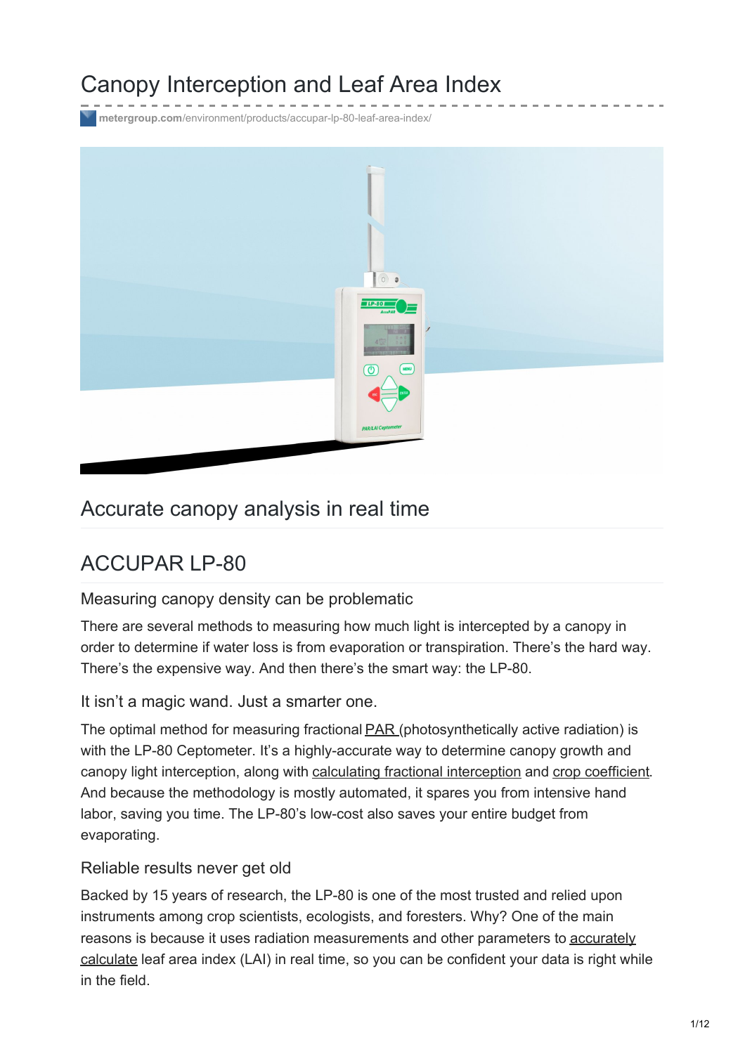# Canopy Interception and Leaf Area Index

metergroup.com/environment/products/accupar-lp-80-leaf-area-index/

## Accurate canopy analysis in real time

## ACCUPAR LP-80

### Measuring canopy density can be problematic

There are several methods to measuring how much light is intercepted by a canopy in order to determine if water loss is from evaporation or transpiration. There's the hard way. There's the expensive way. And then there's the smart way: the LP-80.

### It isn't a magic wand. Just a smarter one.

The optimal method for measuring fractional PAR (photosynthetically active radiation) is with the LP-80 Ceptometer. It's a highly-accurate way to determine canopy growth and canopy light interception, along with calculating fractional interception and crop coefficient. And because the methodology is mostly automated, it spares you from intensive hand labor, saving you time. The LP-80's low-cost also saves your entire budget from evaporating.

### Reliable results never get old

Backed by 15 years of research, the LP-80 is one of the most trusted and relied upon instruments among crop scientists, ecologists, and foresters. Why? One of the main reasons is because it uses radiation measurements and other parameters to accurately calculate leaf area index (LAI) in real time, so you can be confident your data is right while in the field.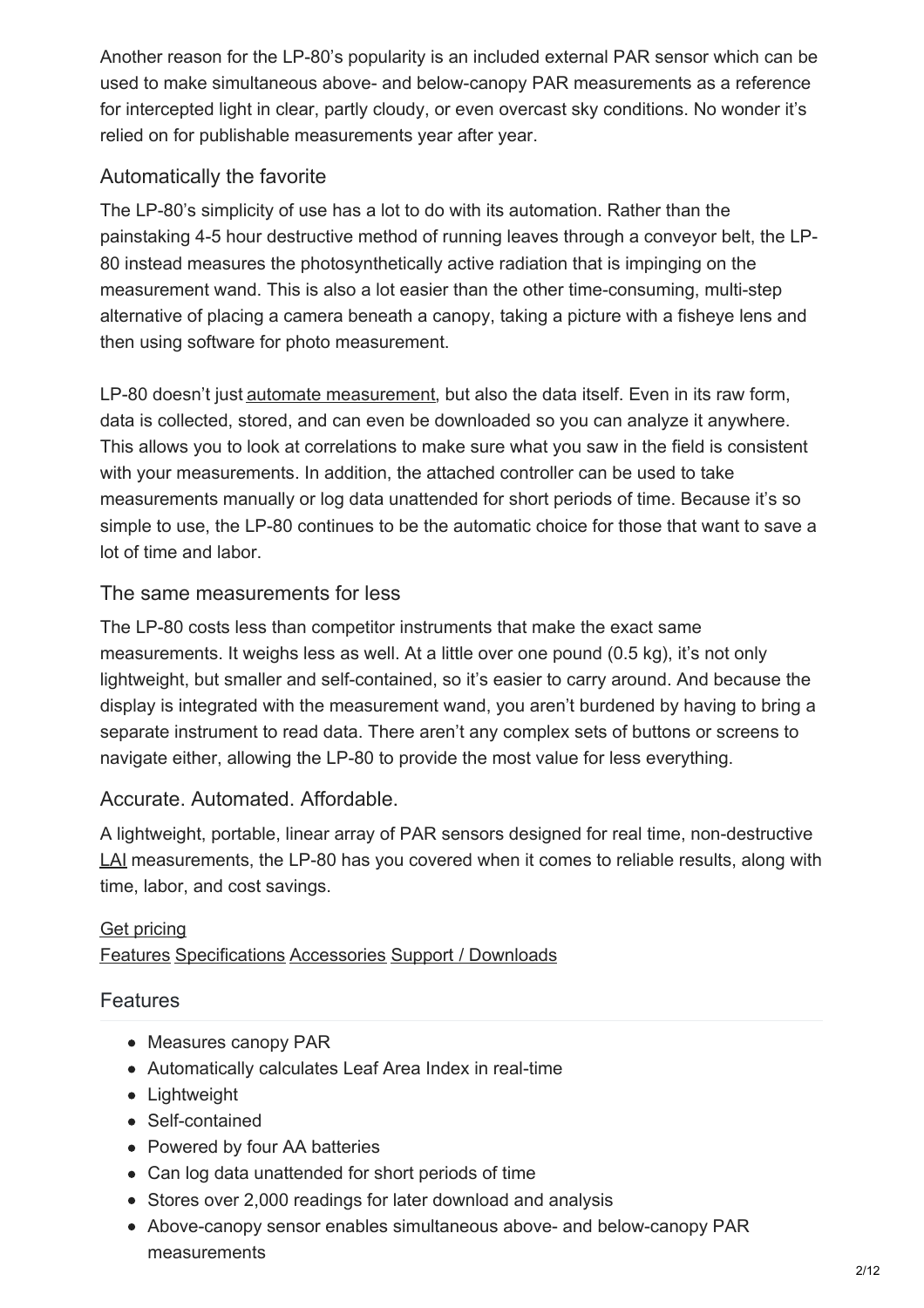Another reason for the LP-80's popularity is an included external PAR sensor which can be used to make simultaneous above- and below-canopy PAR measurements as a reference for intercepted light in clear, partly cloudy, or even overcast sky conditions. No wonder it's relied on for publishable measurements year after year.

### Automatically the favorite

The LP-80's simplicity of use has a lot to do with its automation. Rather than the painstaking 4-5 hour destructive method of running leaves through a conveyor belt, the LP-80 instead measures the photosynthetically active radiation that is impinging on the measurement wand. This is also a lot easier than the other time-consuming, multi-step alternative of placing a camera beneath a canopy, taking a picture with a fisheye lens and then using software for photo measurement.

LP-80 doesn't just automate measurement, but also the data itself. Even in its raw form, data is collected, stored, and can even be downloaded so you can analyze it anywhere. This allows you to look at correlations to make sure what you saw in the field is consistent with your measurements. In addition, the attached controller can be used to take measurements manually or log data unattended for short periods of time. Because it's so simple to use, the LP-80 continues to be the automatic choice for those that want to save a lot of time and labor.

### The same measurements for less

The LP-80 costs less than competitor instruments that make the exact same measurements. It weighs less as well. At a little over one pound (0.5 kg), it's not only lightweight, but smaller and self-contained, so it's easier to carry around. And because the display is integrated with the measurement wand, you aren't burdened by having to bring a separate instrument to read data. There aren't any complex sets of buttons or screens to navigate either, allowing the LP-80 to provide the most value for less everything.

### Accurate. Automated. Affordable.

A lightweight, portable, linear array of PAR sensors designed for real time, non-destructive LAI measurements, the LP-80 has you covered when it comes to reliable results, along with time, labor, and cost savings.

Get pricing
Features Specifications Accessories Support / Downloads

## Features

- Measures canopy PAR
- Automatically calculates Leaf Area Index in real-time
- Lightweight
- Self-contained
- Powered by four AA batteries
- Can log data unattended for short periods of time
- Stores over 2,000 readings for later download and analysis
- Above-canopy sensor enables simultaneous above- and below-canopy PAR measurements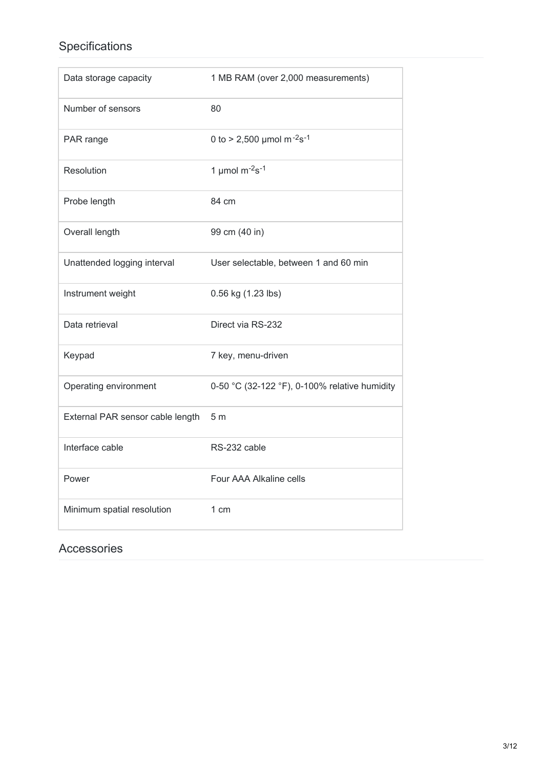## Specifications

| | |
|---|---|
| Data storage capacity | 1 MB RAM (over 2,000 measurements) |
| Number of sensors | 80 |
| PAR range | 0 to > 2,500 µmol $m^{-2}s^{-1}$ |
| Resolution | 1 µmol $m^{-2}s^{-1}$ |
| Probe length | 84 cm |
| Overall length | 99 cm (40 in) |
| Unattended logging interval | User selectable, between 1 and 60 min |
| Instrument weight | 0.56 kg (1.23 lbs) |
| Data retrieval | Direct via RS-232 |
| Keypad | 7 key, menu-driven |
| Operating environment | 0-50 °C (32-122 °F), 0-100% relative humidity |
| External PAR sensor cable length | 5 m |
| Interface cable | RS-232 cable |
| Power | Four AAA Alkaline cells |
| Minimum spatial resolution | 1 cm |

## Accessories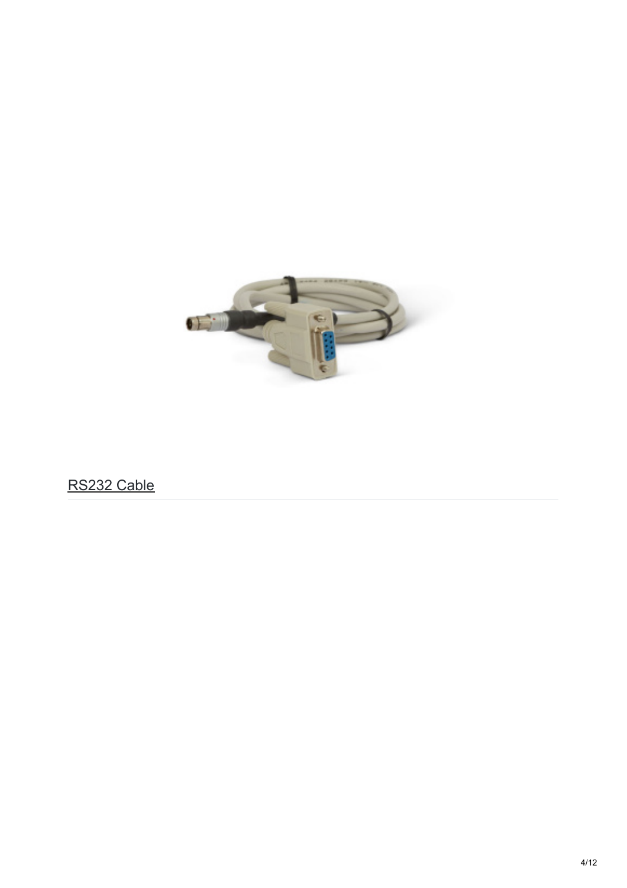RS232 Cable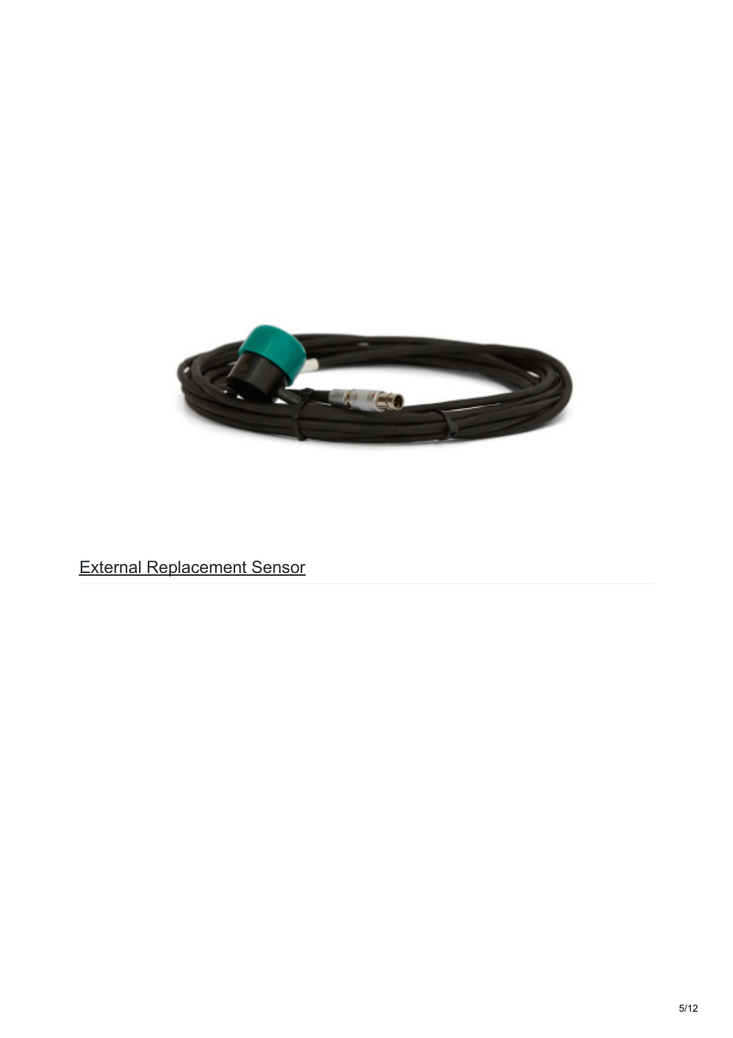[External Replacement Sensor]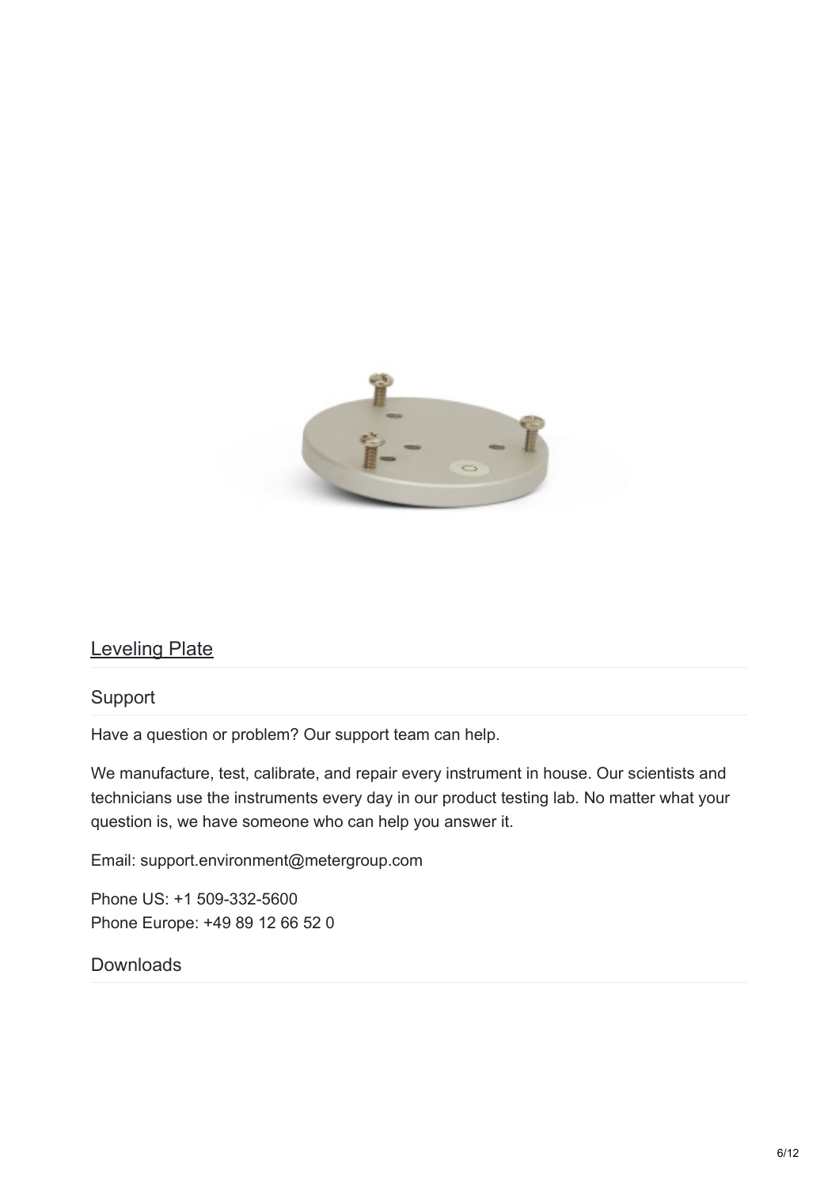[Leveling Plate]

## Support

Have a question or problem? Our support team can help.

We manufacture, test, calibrate, and repair every instrument in house. Our scientists and technicians use the instruments every day in our product testing lab. No matter what your question is, we have someone who can help you answer it.

Email: support.environment@metergroup.com

Phone US: +1 509-332-5600
Phone Europe: +49 89 12 66 52 0

## Downloads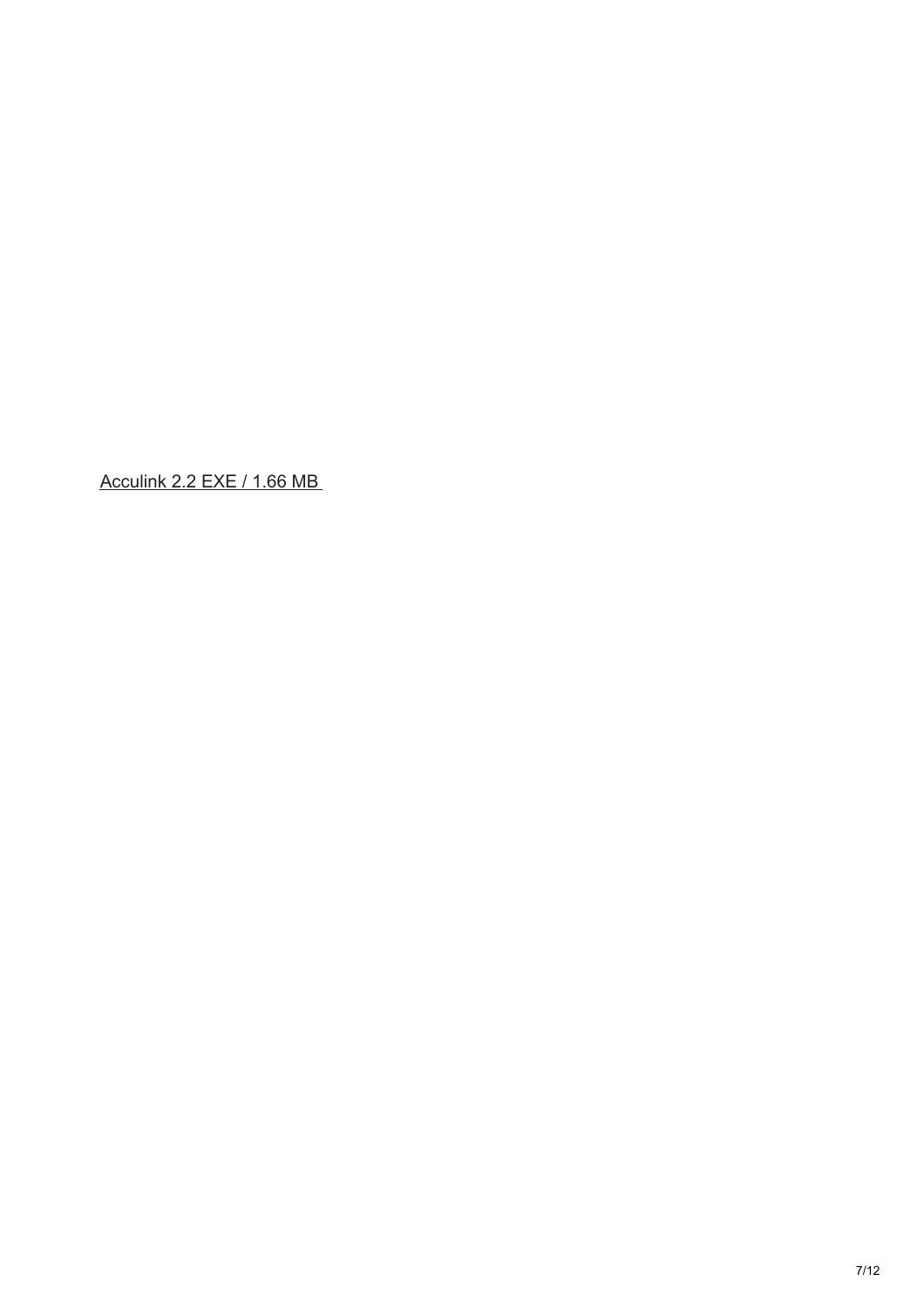[Acculink 2.2 EXE / 1.66 MB]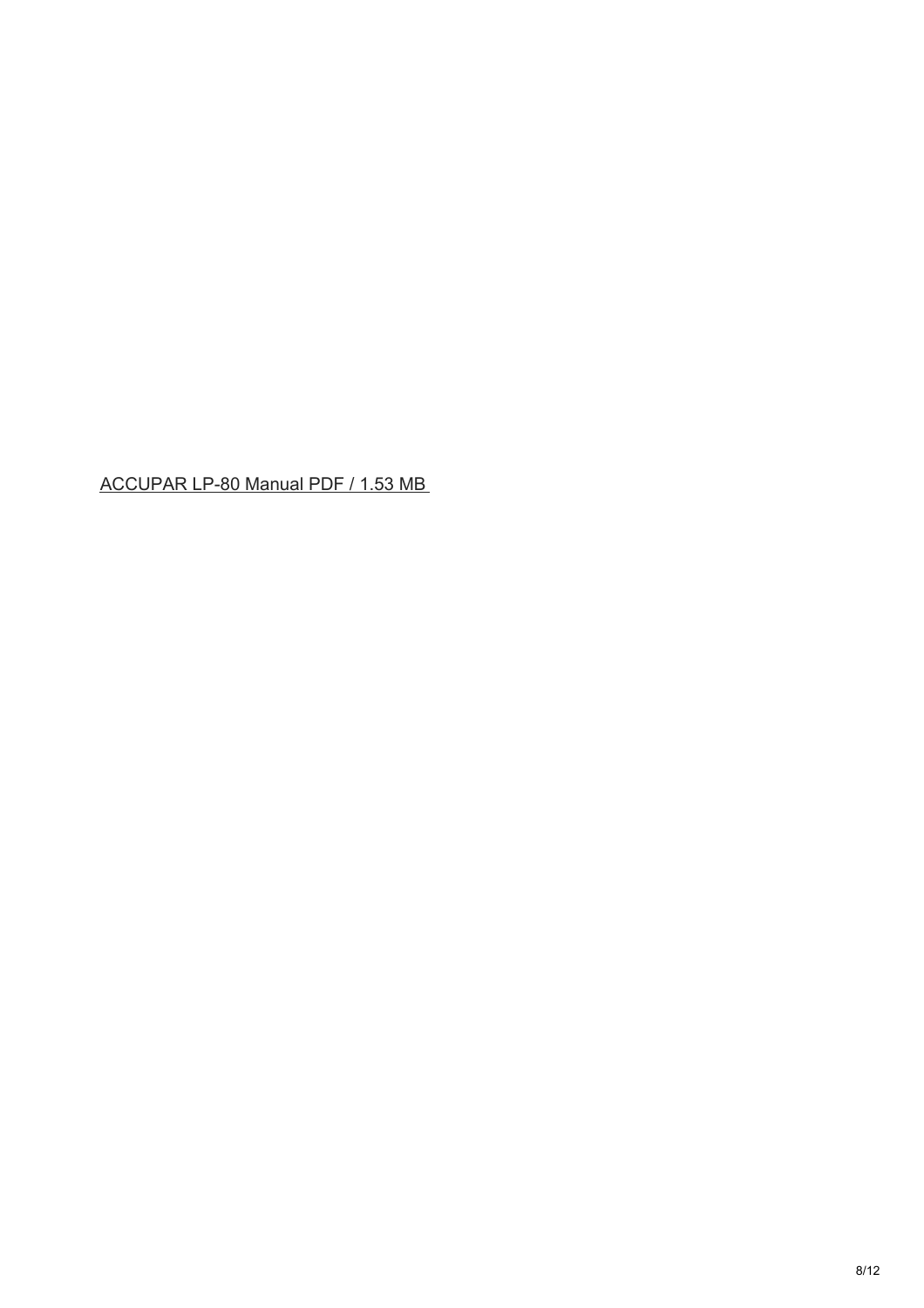ACCUPAR LP-80 Manual PDF / 1.53 MB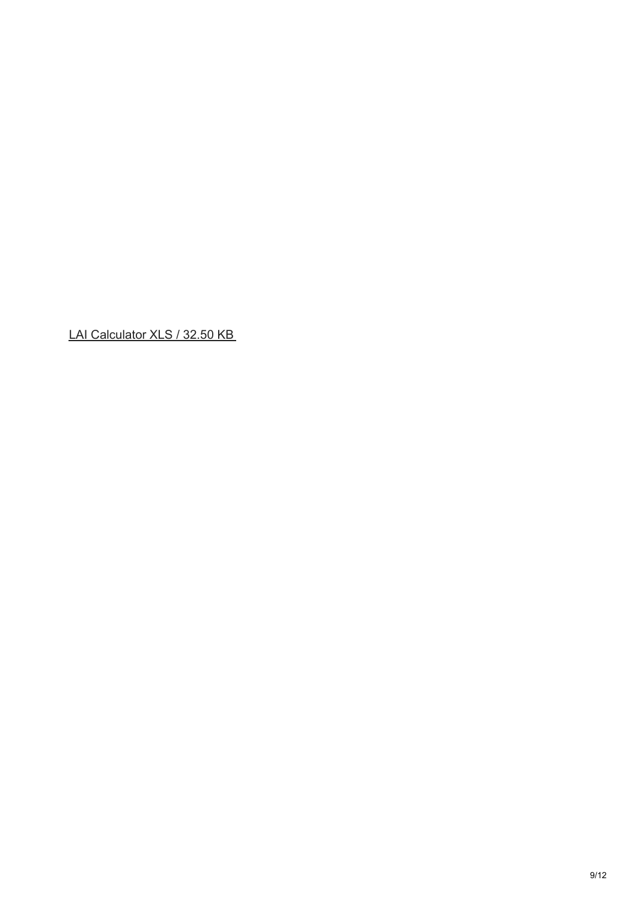LAI Calculator XLS / 32.50 KB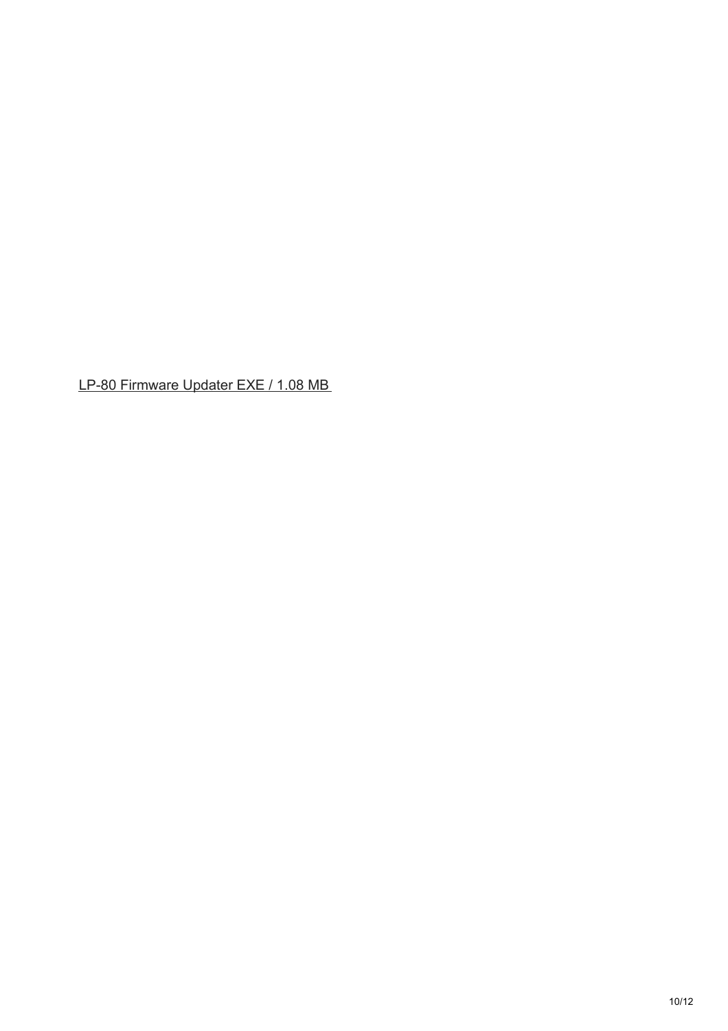LP-80 Firmware Updater EXE / 1.08 MB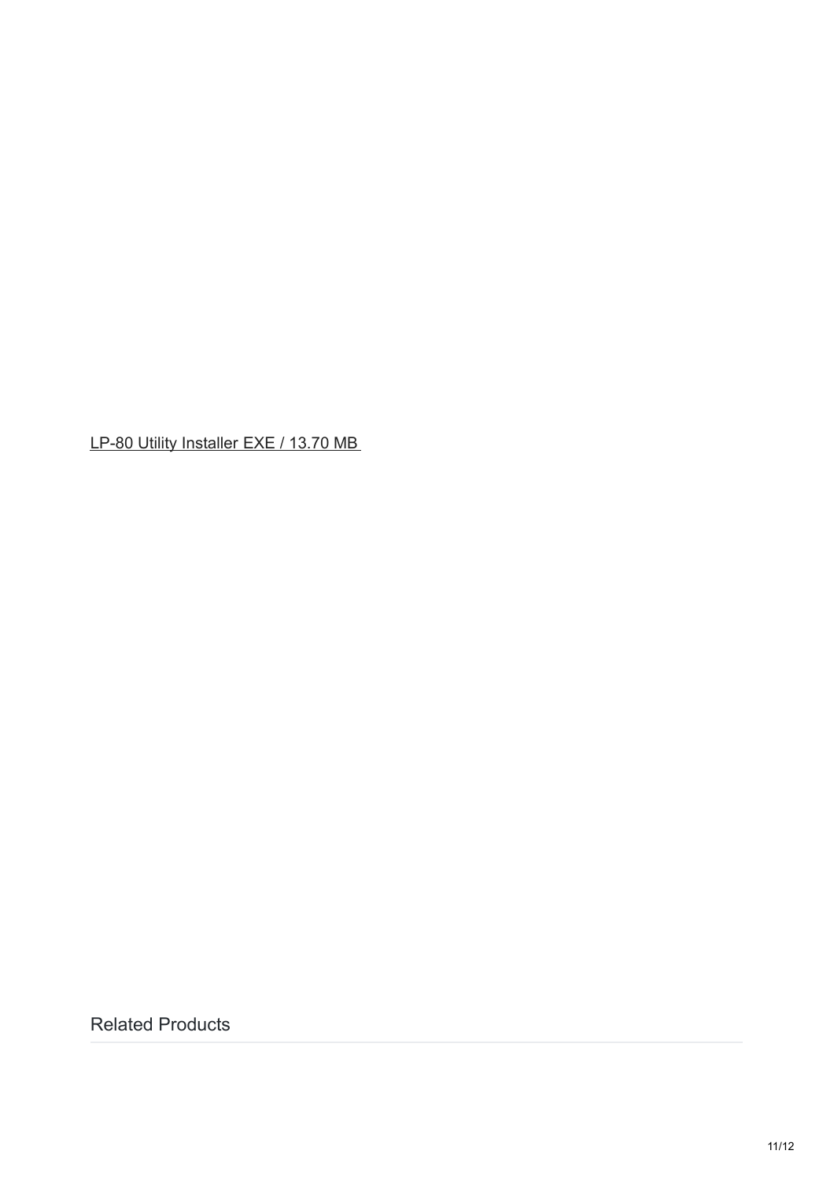[LP-80 Utility Installer EXE / 13.70 MB]

## Related Products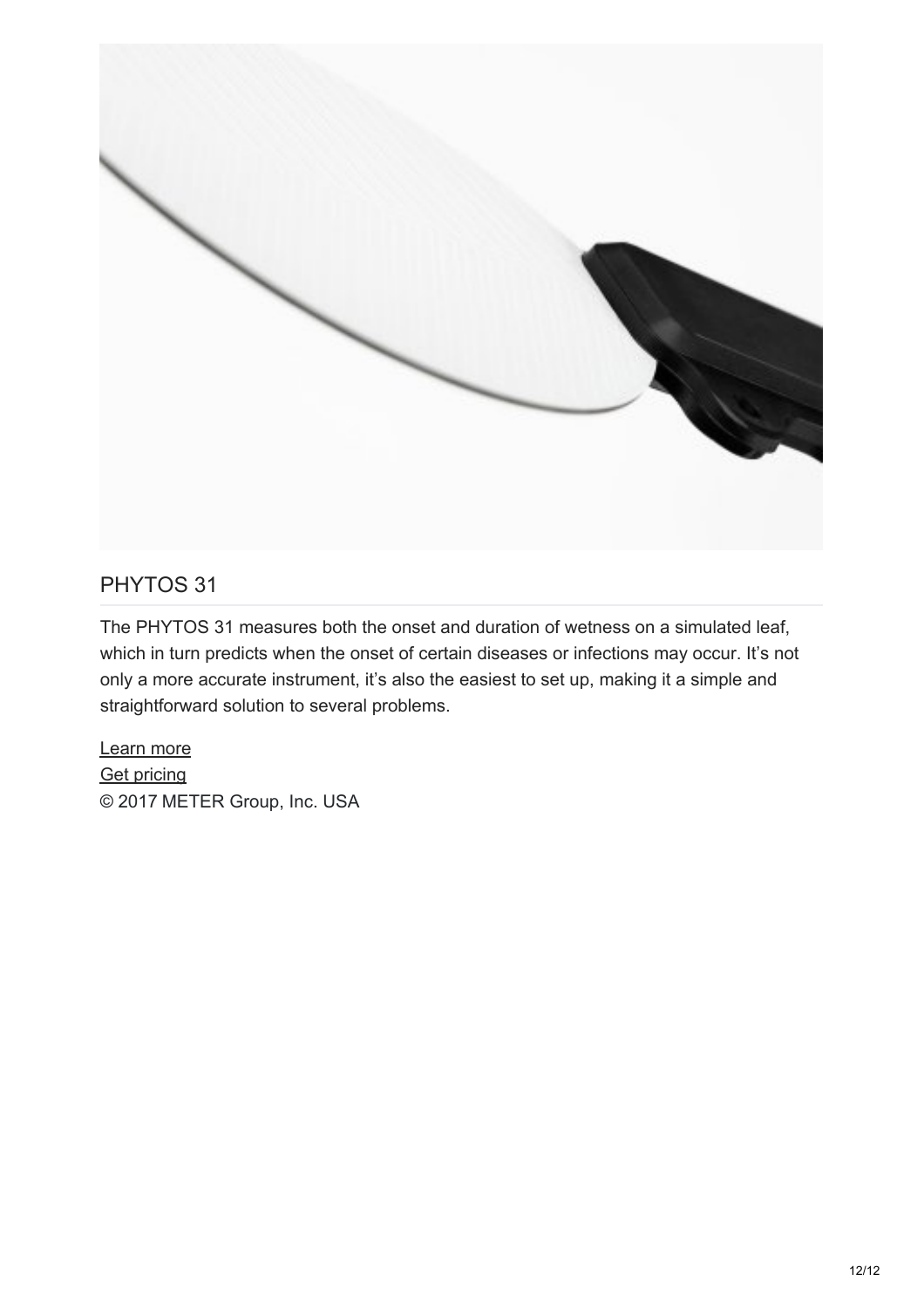## PHYTOS 31

The PHYTOS 31 measures both the onset and duration of wetness on a simulated leaf, which in turn predicts when the onset of certain diseases or infections may occur. It’s not only a more accurate instrument, it’s also the easiest to set up, making it a simple and straightforward solution to several problems.

Learn more
Get pricing
© 2017 METER Group, Inc. USA